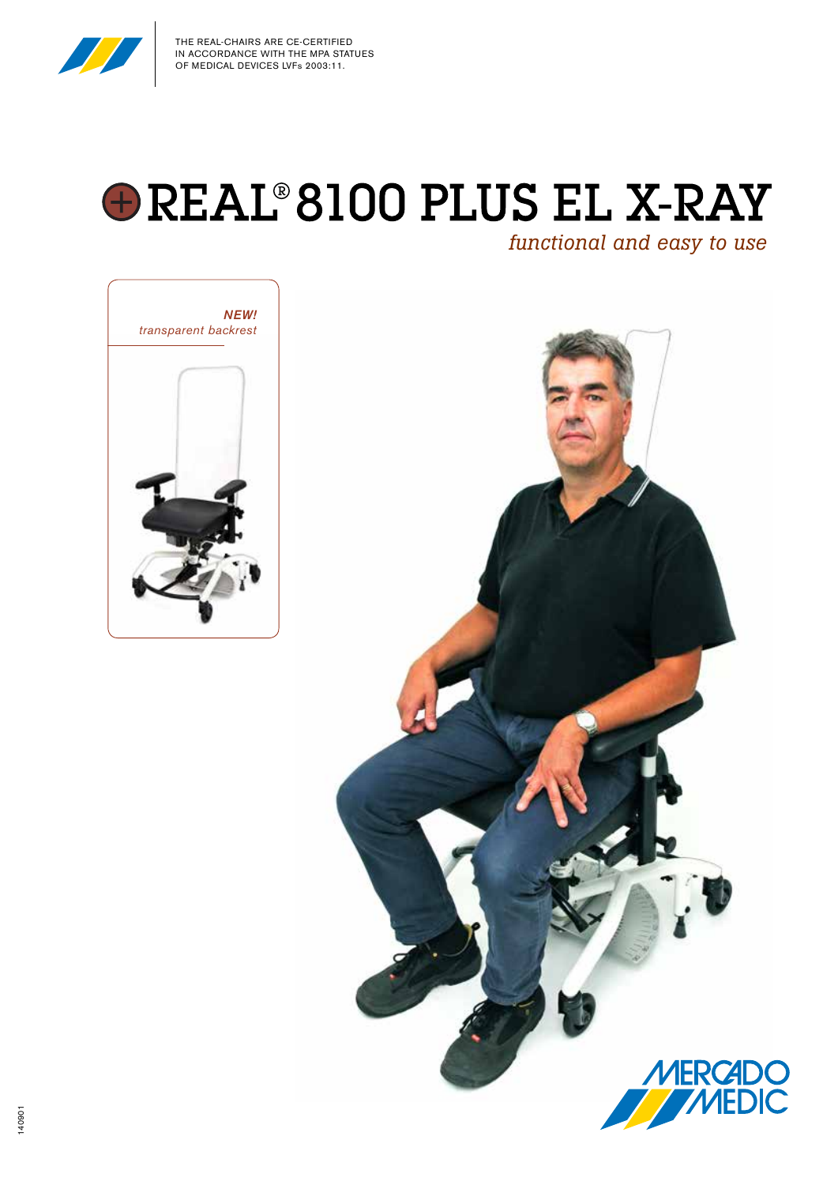THE REAL-CHAIRS ARE CE-CERTIFIED IN ACCORDANCE WITH THE MPA STATUES OF MEDICAL DEVICES LVFs 2003:11.

# REAL® 8100 PLUS EL X-RAY

*functional and easy to use*

***NEW!***
*transparent backrest*

MERCADO MEDIC

140901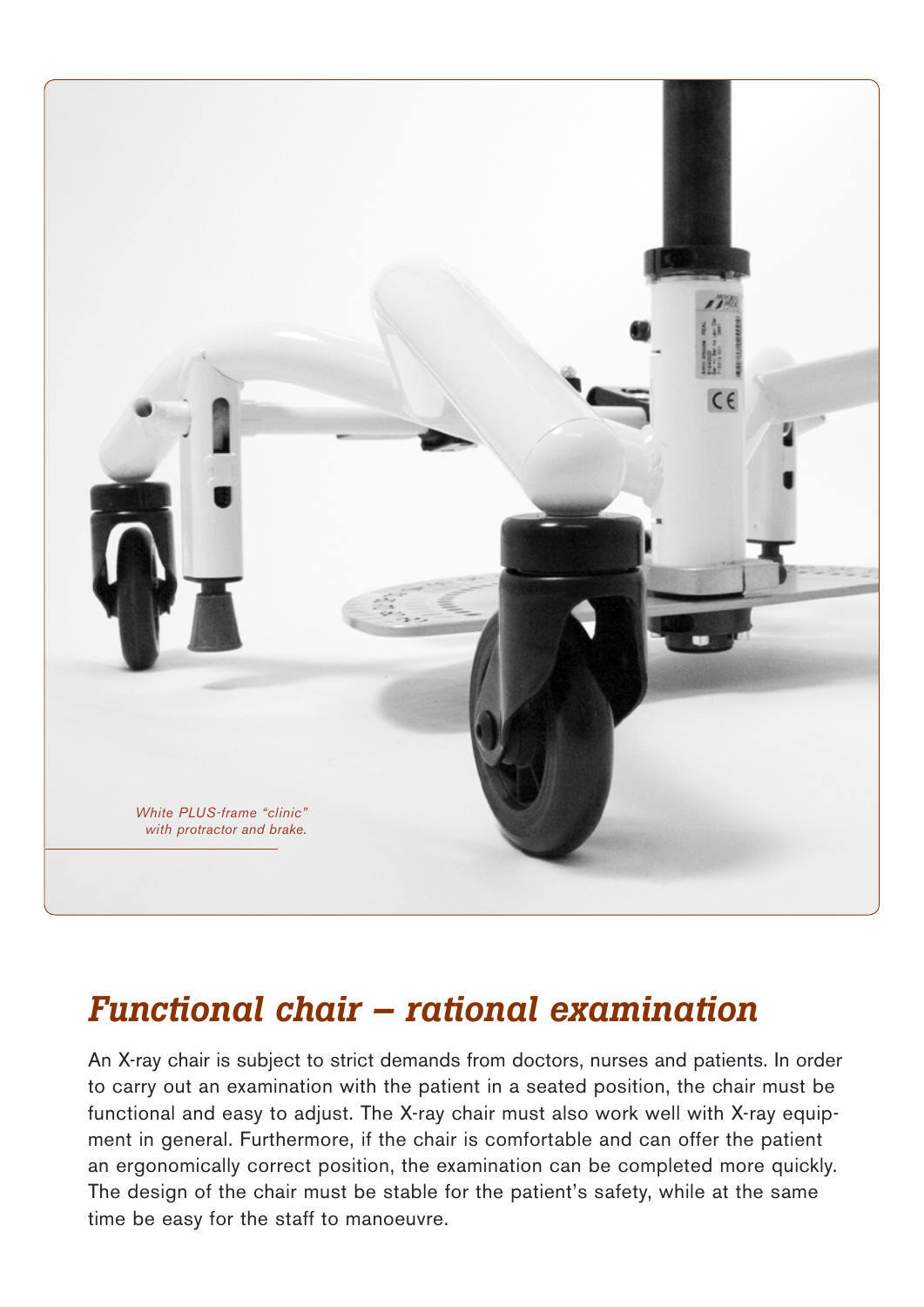*White PLUS-frame "clinic" with protractor and brake.*

## *Functional chair – rational examination*

An X-ray chair is subject to strict demands from doctors, nurses and patients. In order to carry out an examination with the patient in a seated position, the chair must be functional and easy to adjust. The X-ray chair must also work well with X-ray equipment in general. Furthermore, if the chair is comfortable and can offer the patient an ergonomically correct position, the examination can be completed more quickly. The design of the chair must be stable for the patient's safety, while at the same time be easy for the staff to manoeuvre.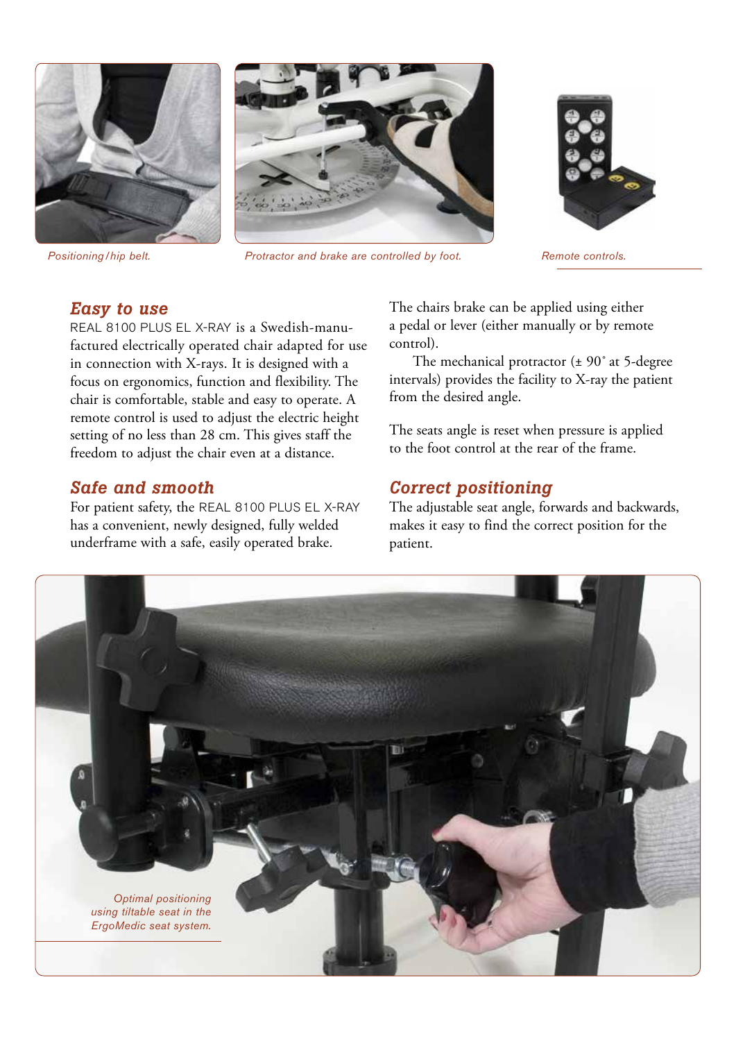Positioning/hip belt.

Protractor and brake are controlled by foot.

Remote controls.

## *Easy to use*

REAL 8100 PLUS EL X-RAY is a Swedish-manufactured electrically operated chair adapted for use in connection with X-rays. It is designed with a focus on ergonomics, function and flexibility. The chair is comfortable, stable and easy to operate. A remote control is used to adjust the electric height setting of no less than 28 cm. This gives staff the freedom to adjust the chair even at a distance.

## *Safe and smooth*

For patient safety, the REAL 8100 PLUS EL X-RAY has a convenient, newly designed, fully welded underframe with a safe, easily operated brake.

The chairs brake can be applied using either a pedal or lever (either manually or by remote control).

The mechanical protractor (± 90˚ at 5-degree intervals) provides the facility to X-ray the patient from the desired angle.

The seats angle is reset when pressure is applied to the foot control at the rear of the frame.

## *Correct positioning*

The adjustable seat angle, forwards and backwards, makes it easy to find the correct position for the patient.

Optimal positioning using tiltable seat in the ErgoMedic seat system.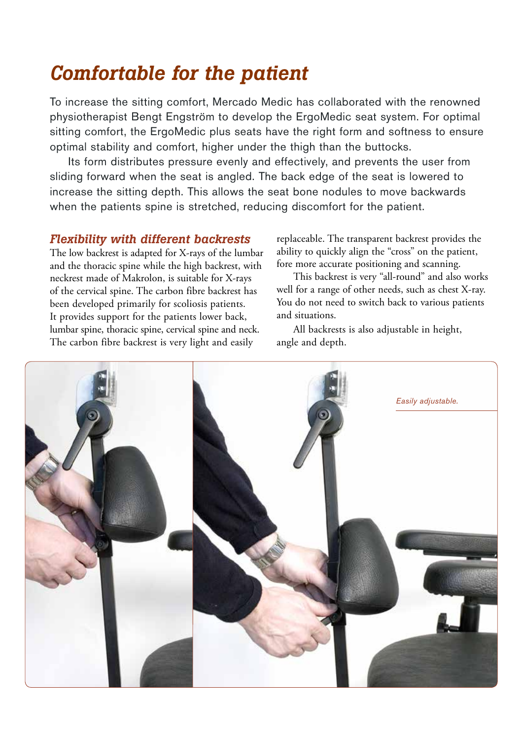# Comfortable for the patient

To increase the sitting comfort, Mercado Medic has collaborated with the renowned physiotherapist Bengt Engström to develop the ErgoMedic seat system. For optimal sitting comfort, the ErgoMedic plus seats have the right form and softness to ensure optimal stability and comfort, higher under the thigh than the buttocks.

Its form distributes pressure evenly and effectively, and prevents the user from sliding forward when the seat is angled. The back edge of the seat is lowered to increase the sitting depth. This allows the seat bone nodules to move backwards when the patients spine is stretched, reducing discomfort for the patient.

## *Flexibility with different backrests*

The low backrest is adapted for X-rays of the lumbar and the thoracic spine while the high backrest, with neckrest made of Makrolon, is suitable for X-rays of the cervical spine. The carbon fibre backrest has been developed primarily for scoliosis patients. It provides support for the patients lower back, lumbar spine, thoracic spine, cervical spine and neck. The carbon fibre backrest is very light and easily replaceable. The transparent backrest provides the ability to quickly align the "cross" on the patient, fore more accurate positioning and scanning.

This backrest is very "all-round" and also works well for a range of other needs, such as chest X-ray. You do not need to switch back to various patients and situations.

All backrests is also adjustable in height, angle and depth.

*Easily adjustable.*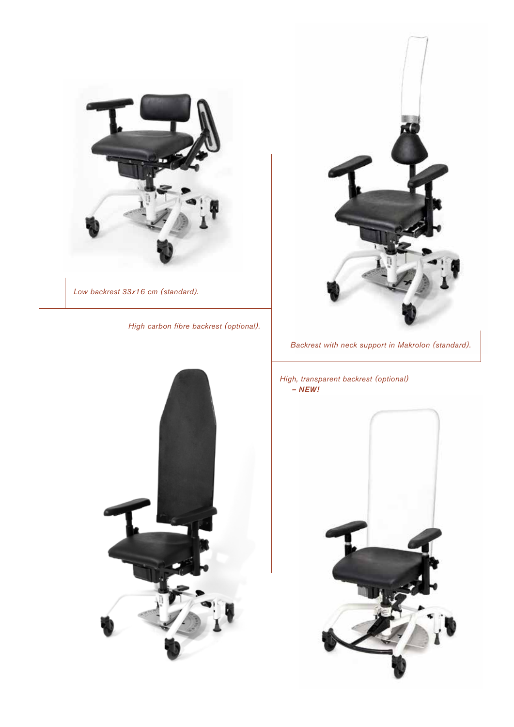*Low backrest 33x16 cm (standard).*

*High carbon fibre backrest (optional).*

*Backrest with neck support in Makrolon (standard).*

*High, transparent backrest (optional)* ***– NEW!***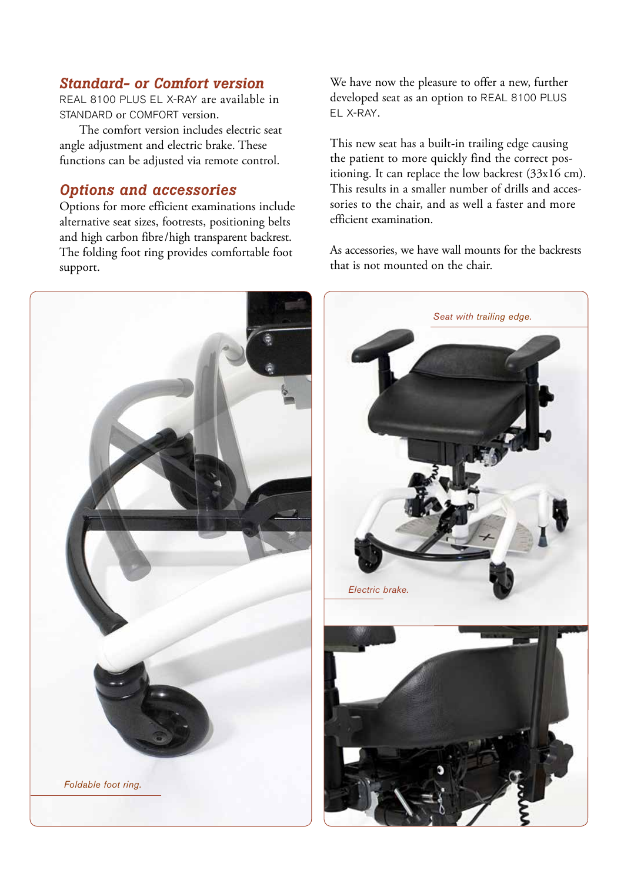## Standard- or Comfort version

REAL 8100 PLUS EL X-RAY are available in STANDARD or COMFORT version.

The comfort version includes electric seat angle adjustment and electric brake. These functions can be adjusted via remote control.

## Options and accessories

Options for more efficient examinations include alternative seat sizes, footrests, positioning belts and high carbon fibre/high transparent backrest. The folding foot ring provides comfortable foot support.

We have now the pleasure to offer a new, further developed seat as an option to REAL 8100 PLUS EL X-RAY.

This new seat has a built-in trailing edge causing the patient to more quickly find the correct positioning. It can replace the low backrest (33x16 cm). This results in a smaller number of drills and accessories to the chair, and as well a faster and more efficient examination.

As accessories, we have wall mounts for the backrests that is not mounted on the chair.

*Foldable foot ring.*

*Seat with trailing edge.*

*Electric brake.*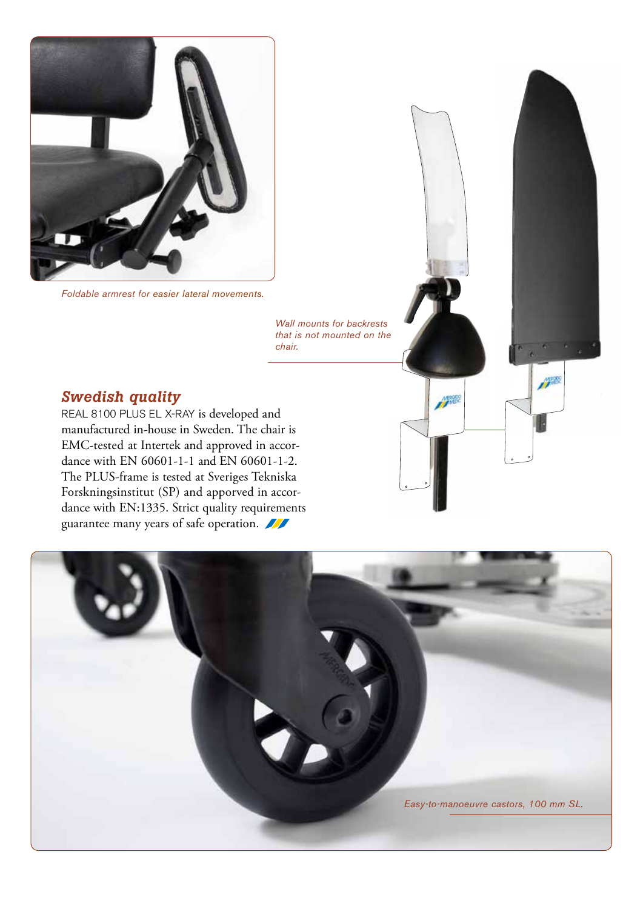*Foldable armrest for easier lateral movements.*

*Wall mounts for backrests that is not mounted on the chair.*

## *Swedish quality*

REAL 8100 PLUS EL X-RAY is developed and manufactured in-house in Sweden. The chair is EMC-tested at Intertek and approved in accordance with EN 60601-1-1 and EN 60601-1-2. The PLUS-frame is tested at Sveriges Tekniska Forskningsinstitut (SP) and apporved in accordance with EN:1335. Strict quality requirements guarantee many years of safe operation.

*Easy-to-manoeuvre castors, 100 mm SL.*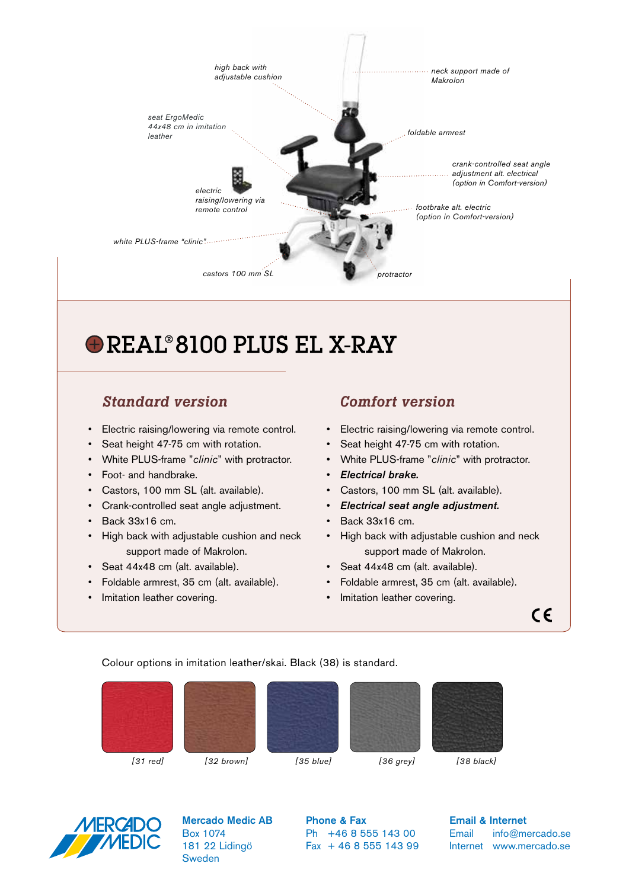high back with adjustable cushion

neck support made of Makrolon

seat ErgoMedic 44x48 cm in imitation leather

foldable armrest

crank-controlled seat angle adjustment alt. electrical (option in Comfort-version)

electric raising/lowering via remote control

footbrake alt. electric (option in Comfort-version)

white PLUS-frame "clinic"

castors 100 mm SL

protractor

# REAL® 8100 PLUS EL X-RAY

## *Standard version*

- Electric raising/lowering via remote control.
- Seat height 47-75 cm with rotation.
- White PLUS-frame "*clinic*" with protractor.
- Foot- and handbrake.
- Castors, 100 mm SL (alt. available).
- Crank-controlled seat angle adjustment.
- Back 33x16 cm.
- High back with adjustable cushion and neck support made of Makrolon.
- Seat 44x48 cm (alt. available).
- Foldable armrest, 35 cm (alt. available).
- Imitation leather covering.

## *Comfort version*

- Electric raising/lowering via remote control.
- Seat height 47-75 cm with rotation.
- White PLUS-frame "*clinic*" with protractor.
- ***Electrical brake.***
- Castors, 100 mm SL (alt. available).
- ***Electrical seat angle adjustment.***
- Back 33x16 cm.
- High back with adjustable cushion and neck support made of Makrolon.
- Seat 44x48 cm (alt. available).
- Foldable armrest, 35 cm (alt. available).
- Imitation leather covering.

CE

Colour options in imitation leather/skai. Black (38) is standard.

*[31 red]* *[32 brown]* *[35 blue]* *[36 grey]* *[38 black]*

MERCADO MEDIC

**Mercado Medic AB**
Box 1074
181 22 Lidingö
Sweden

**Phone & Fax**
Ph +46 8 555 143 00
Fax + 46 8 555 143 99

**Email & Internet**
Email info@mercado.se
Internet www.mercado.se